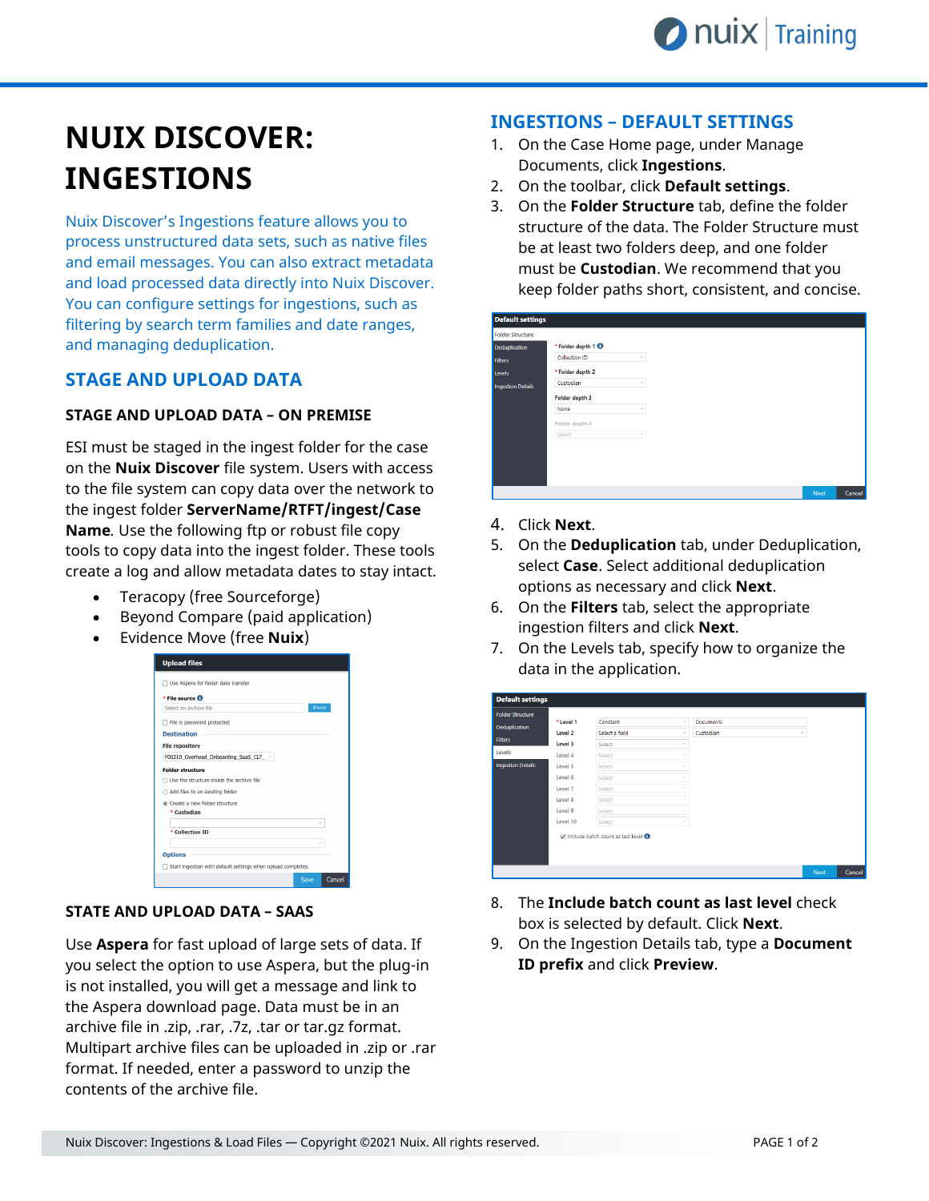# NUIX DISCOVER: INGESTIONS

Nuix Discover's Ingestions feature allows you to process unstructured data sets, such as native files and email messages. You can also extract metadata and load processed data directly into Nuix Discover. You can configure settings for ingestions, such as filtering by search term families and date ranges, and managing deduplication.

## STAGE AND UPLOAD DATA

### STAGE AND UPLOAD DATA – ON PREMISE

ESI must be staged in the ingest folder for the case on the **Nuix Discover** file system. Users with access to the file system can copy data over the network to the ingest folder **ServerName/RTFT/ingest/Case Name**. Use the following ftp or robust file copy tools to copy data into the ingest folder. These tools create a log and allow metadata dates to stay intact.

- Teracopy (free Sourceforge)
- Beyond Compare (paid application)
- Evidence Move (free **Nuix**)

### STATE AND UPLOAD DATA – SAAS

Use **Aspera** for fast upload of large sets of data. If you select the option to use Aspera, but the plug-in is not installed, you will get a message and link to the Aspera download page. Data must be in an archive file in .zip, .rar, .7z, .tar or tar.gz format. Multipart archive files can be uploaded in .zip or .rar format. If needed, enter a password to unzip the contents of the archive file.

## INGESTIONS – DEFAULT SETTINGS

1. On the Case Home page, under Manage Documents, click **Ingestions**.
2. On the toolbar, click **Default settings**.
3. On the **Folder Structure** tab, define the folder structure of the data. The Folder Structure must be at least two folders deep, and one folder must be **Custodian**. We recommend that you keep folder paths short, consistent, and concise.
4. Click **Next**.
5. On the **Deduplication** tab, under Deduplication, select **Case**. Select additional deduplication options as necessary and click **Next**.
6. On the **Filters** tab, select the appropriate ingestion filters and click **Next**.
7. On the Levels tab, specify how to organize the data in the application.
8. The **Include batch count as last level** check box is selected by default. Click **Next**.
9. On the Ingestion Details tab, type a **Document ID prefix** and click **Preview**.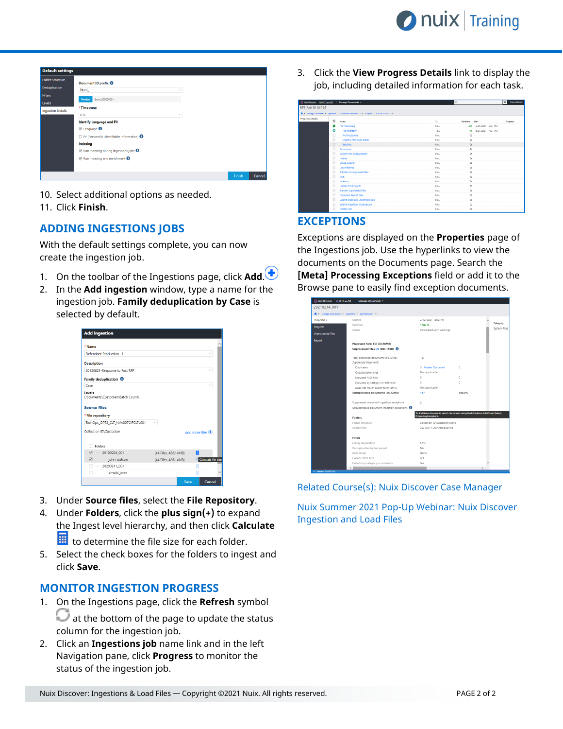10. Select additional options as needed.
11. Click **Finish**.

## ADDING INGESTIONS JOBS

With the default settings complete, you can now create the ingestion job.

1. On the toolbar of the Ingestions page, click **Add**.
2. In the **Add ingestion** window, type a name for the ingestion job. **Family deduplication by Case** is selected by default.
3. Under **Source files**, select the **File Repository**.
4. Under **Folders**, click the **plus sign(+)** to expand the Ingest level hierarchy, and then click **Calculate** to determine the file size for each folder.
5. Select the check boxes for the folders to ingest and click **Save**.

## MONITOR INGESTION PROGRESS

1. On the Ingestions page, click the **Refresh** symbol at the bottom of the page to update the status column for the ingestion job.
2. Click an **Ingestions job** name link and in the left Navigation pane, click **Progress** to monitor the status of the ingestion job.
3. Click the **View Progress Details** link to display the job, including detailed information for each task.

## EXCEPTIONS

Exceptions are displayed on the **Properties** page of the Ingestions job. Use the hyperlinks to view the documents on the Documents page. Search the **[Meta] Processing Exceptions** field or add it to the Browse pane to easily find exception documents.

Related Course(s): Nuix Discover Case Manager

Nuix Summer 2021 Pop-Up Webinar: Nuix Discover Ingestion and Load Files